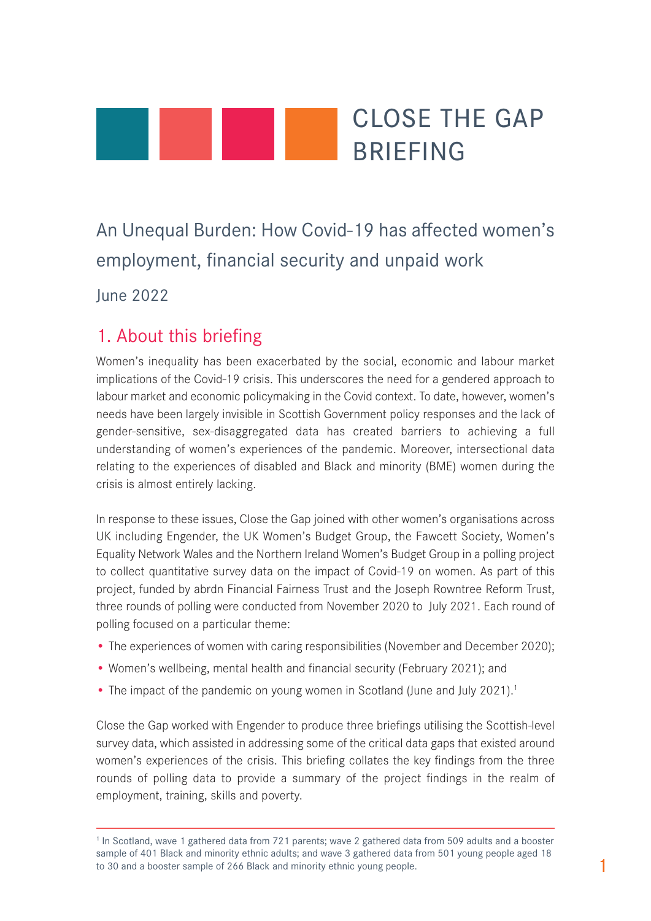# CLOSE THE GAP BRIEFING

## An Unequal Burden: How Covid-19 has affected women's employment, financial security and unpaid work

June 2022

## 1. About this briefing

Women's inequality has been exacerbated by the social, economic and labour market implications of the Covid-19 crisis. This underscores the need for a gendered approach to labour market and economic policymaking in the Covid context. To date, however, women's needs have been largely invisible in Scottish Government policy responses and the lack of gender-sensitive, sex-disaggregated data has created barriers to achieving a full understanding of women's experiences of the pandemic. Moreover, intersectional data relating to the experiences of disabled and Black and minority (BME) women during the crisis is almost entirely lacking.

In response to these issues, Close the Gap joined with other women's organisations across UK including Engender, the UK Women's Budget Group, the Fawcett Society, Women's Equality Network Wales and the Northern Ireland Women's Budget Group in a polling project to collect quantitative survey data on the impact of Covid-19 on women. As part of this project, funded by abrdn Financial Fairness Trust and the Joseph Rowntree Reform Trust, three rounds of polling were conducted from November 2020 to July 2021. Each round of polling focused on a particular theme:

- The experiences of women with caring responsibilities (November and December 2020);
- Women's wellbeing, mental health and financial security (February 2021); and
- The impact of the pandemic on young women in Scotland (June and July 2021).[1]

Close the Gap worked with Engender to produce three briefings utilising the Scottish-level survey data, which assisted in addressing some of the critical data gaps that existed around women's experiences of the crisis. This briefing collates the key findings from the three rounds of polling data to provide a summary of the project findings in the realm of employment, training, skills and poverty.

---

[1] In Scotland, wave 1 gathered data from 721 parents; wave 2 gathered data from 509 adults and a booster sample of 401 Black and minority ethnic adults; and wave 3 gathered data from 501 young people aged 18 to 30 and a booster sample of 266 Black and minority ethnic young people.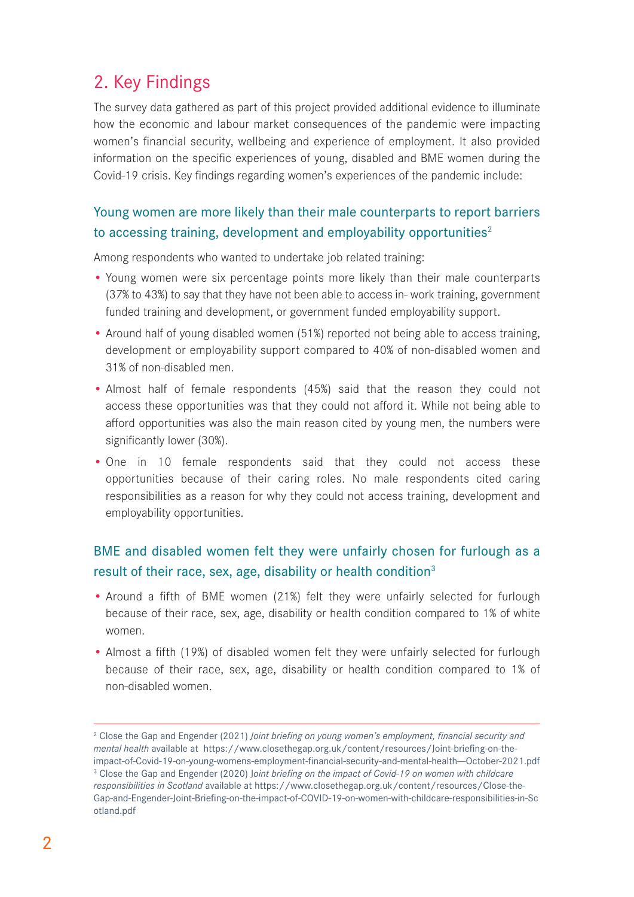## 2. Key Findings

The survey data gathered as part of this project provided additional evidence to illuminate how the economic and labour market consequences of the pandemic were impacting women's financial security, wellbeing and experience of employment. It also provided information on the specific experiences of young, disabled and BME women during the Covid-19 crisis. Key findings regarding women's experiences of the pandemic include:

### Young women are more likely than their male counterparts to report barriers to accessing training, development and employability opportunities[2]

Among respondents who wanted to undertake job related training:

- Young women were six percentage points more likely than their male counterparts (37% to 43%) to say that they have not been able to access in- work training, government funded training and development, or government funded employability support.
- Around half of young disabled women (51%) reported not being able to access training, development or employability support compared to 40% of non-disabled women and 31% of non-disabled men.
- Almost half of female respondents (45%) said that the reason they could not access these opportunities was that they could not afford it. While not being able to afford opportunities was also the main reason cited by young men, the numbers were significantly lower (30%).
- One in 10 female respondents said that they could not access these opportunities because of their caring roles. No male respondents cited caring responsibilities as a reason for why they could not access training, development and employability opportunities.

### BME and disabled women felt they were unfairly chosen for furlough as a result of their race, sex, age, disability or health condition[3]

- Around a fifth of BME women (21%) felt they were unfairly selected for furlough because of their race, sex, age, disability or health condition compared to 1% of white women.
- Almost a fifth (19%) of disabled women felt they were unfairly selected for furlough because of their race, sex, age, disability or health condition compared to 1% of non-disabled women.

---

[2] Close the Gap and Engender (2021) *Joint briefing on young women's employment, financial security and mental health* available at https://www.closethegap.org.uk/content/resources/Joint-briefing-on-the-impact-of-Covid-19-on-young-womens-employment-financial-security-and-mental-health—October-2021.pdf

[3] Close the Gap and Engender (2020) *Joint briefing on the impact of Covid-19 on women with childcare responsibilities in Scotland* available at https://www.closethegap.org.uk/content/resources/Close-the-Gap-and-Engender-Joint-Briefing-on-the-impact-of-COVID-19-on-women-with-childcare-responsibilities-in-Scotland.pdf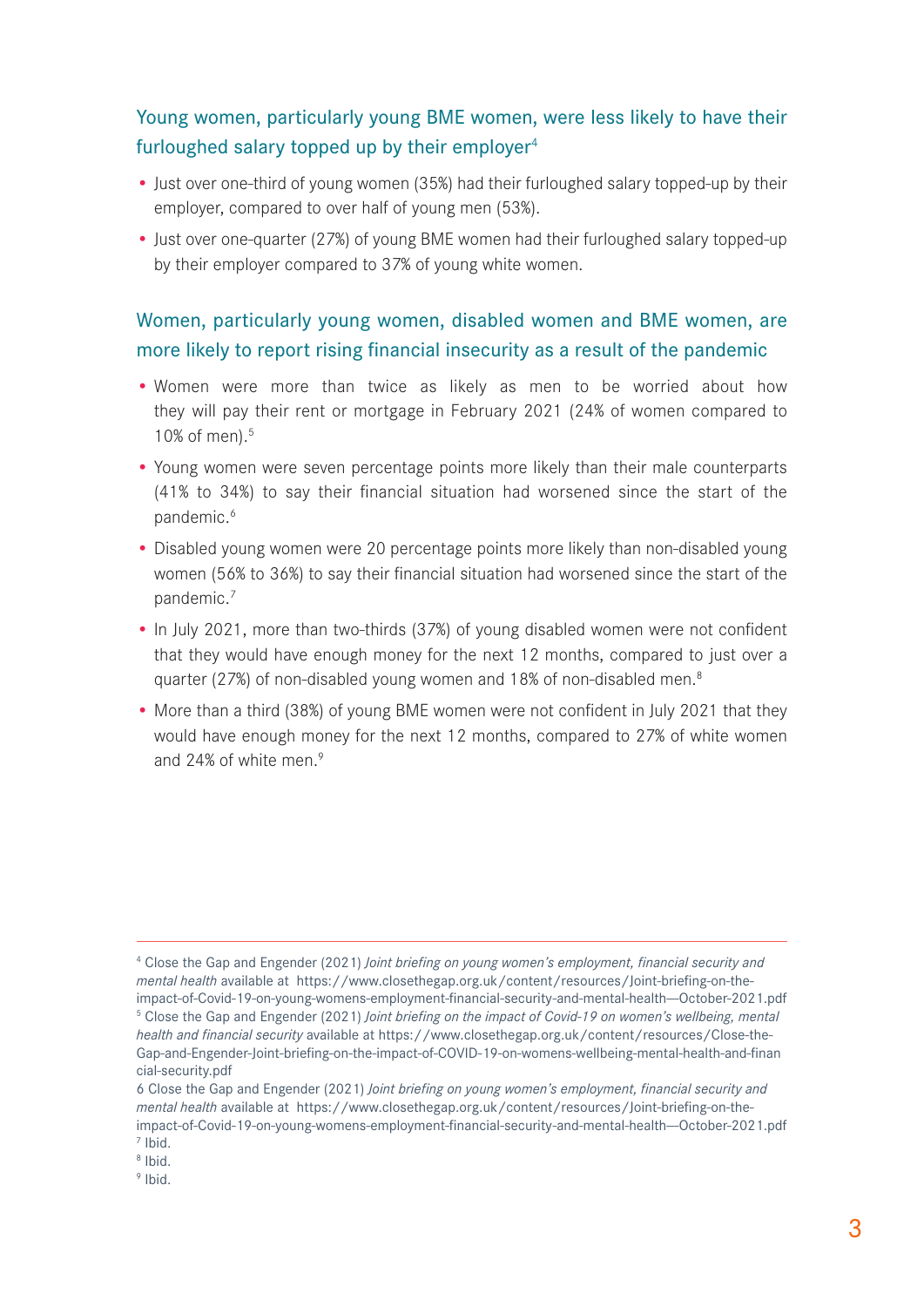## Young women, particularly young BME women, were less likely to have their furloughed salary topped up by their employer[4]

- Just over one-third of young women (35%) had their furloughed salary topped-up by their employer, compared to over half of young men (53%).
- Just over one-quarter (27%) of young BME women had their furloughed salary topped-up by their employer compared to 37% of young white women.

## Women, particularly young women, disabled women and BME women, are more likely to report rising financial insecurity as a result of the pandemic

- Women were more than twice as likely as men to be worried about how they will pay their rent or mortgage in February 2021 (24% of women compared to 10% of men).[5]
- Young women were seven percentage points more likely than their male counterparts (41% to 34%) to say their financial situation had worsened since the start of the pandemic.[6]
- Disabled young women were 20 percentage points more likely than non-disabled young women (56% to 36%) to say their financial situation had worsened since the start of the pandemic.[7]
- In July 2021, more than two-thirds (37%) of young disabled women were not confident that they would have enough money for the next 12 months, compared to just over a quarter (27%) of non-disabled young women and 18% of non-disabled men.[8]
- More than a third (38%) of young BME women were not confident in July 2021 that they would have enough money for the next 12 months, compared to 27% of white women and 24% of white men.[9]

---

[4] Close the Gap and Engender (2021) *Joint briefing on young women's employment, financial security and mental health* available at https://www.closethegap.org.uk/content/resources/Joint-briefing-on-the-impact-of-Covid-19-on-young-womens-employment-financial-security-and-mental-health—October-2021.pdf

[5] Close the Gap and Engender (2021) *Joint briefing on the impact of Covid-19 on women's wellbeing, mental health and financial security* available at https://www.closethegap.org.uk/content/resources/Close-the-Gap-and-Engender-Joint-briefing-on-the-impact-of-COVID-19-on-womens-wellbeing-mental-health-and-financial-security.pdf

[6] Close the Gap and Engender (2021) *Joint briefing on young women's employment, financial security and mental health* available at https://www.closethegap.org.uk/content/resources/Joint-briefing-on-the-impact-of-Covid-19-on-young-womens-employment-financial-security-and-mental-health—October-2021.pdf

[7] Ibid.

[8] Ibid.

[9] Ibid.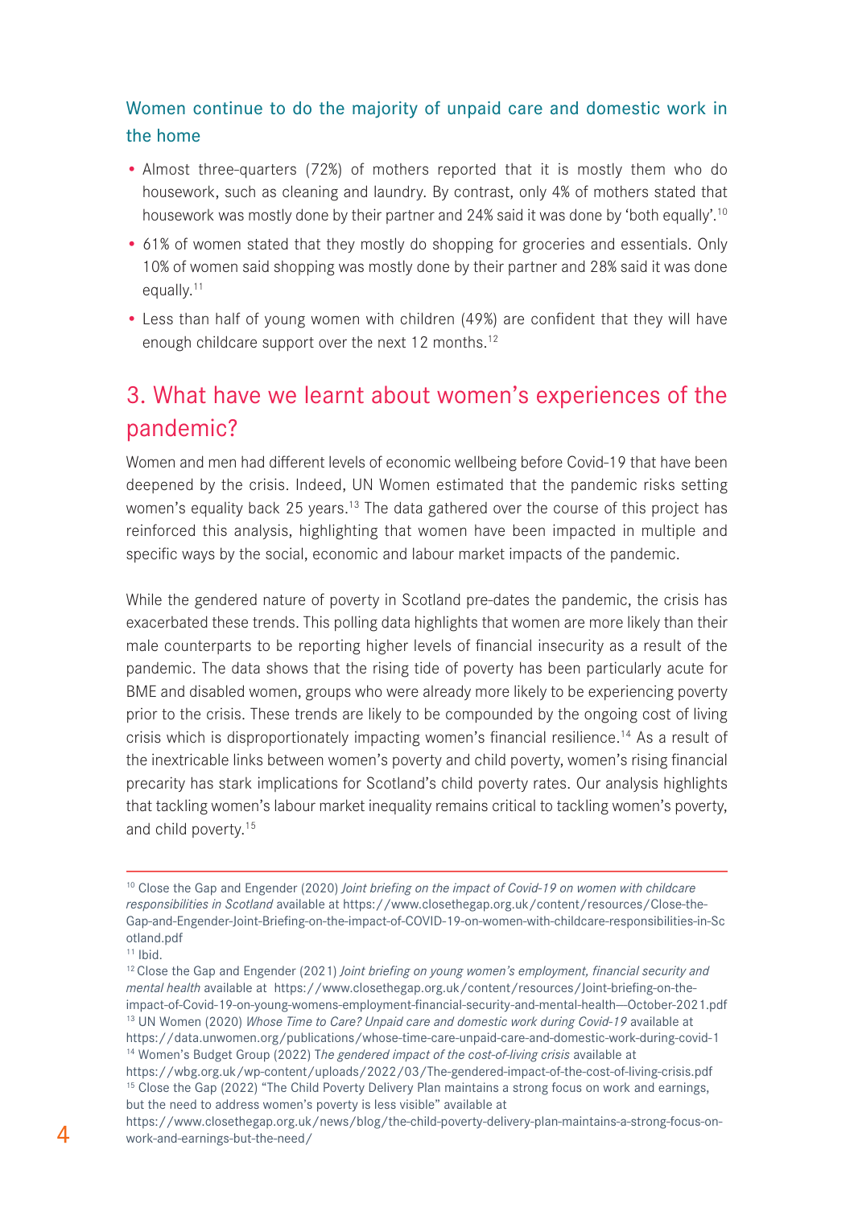### Women continue to do the majority of unpaid care and domestic work in the home

- Almost three-quarters (72%) of mothers reported that it is mostly them who do housework, such as cleaning and laundry. By contrast, only 4% of mothers stated that housework was mostly done by their partner and 24% said it was done by 'both equally'.[10]
- 61% of women stated that they mostly do shopping for groceries and essentials. Only 10% of women said shopping was mostly done by their partner and 28% said it was done equally.[11]
- Less than half of young women with children (49%) are confident that they will have enough childcare support over the next 12 months.[12]

## 3. What have we learnt about women's experiences of the pandemic?

Women and men had different levels of economic wellbeing before Covid-19 that have been deepened by the crisis. Indeed, UN Women estimated that the pandemic risks setting women's equality back 25 years.[13] The data gathered over the course of this project has reinforced this analysis, highlighting that women have been impacted in multiple and specific ways by the social, economic and labour market impacts of the pandemic.

While the gendered nature of poverty in Scotland pre-dates the pandemic, the crisis has exacerbated these trends. This polling data highlights that women are more likely than their male counterparts to be reporting higher levels of financial insecurity as a result of the pandemic. The data shows that the rising tide of poverty has been particularly acute for BME and disabled women, groups who were already more likely to be experiencing poverty prior to the crisis. These trends are likely to be compounded by the ongoing cost of living crisis which is disproportionately impacting women's financial resilience.[14] As a result of the inextricable links between women's poverty and child poverty, women's rising financial precarity has stark implications for Scotland's child poverty rates. Our analysis highlights that tackling women's labour market inequality remains critical to tackling women's poverty, and child poverty.[15]

---

[10] Close the Gap and Engender (2020) *Joint briefing on the impact of Covid-19 on women with childcare responsibilities in Scotland* available at https://www.closethegap.org.uk/content/resources/Close-the-Gap-and-Engender-Joint-Briefing-on-the-impact-of-COVID-19-on-women-with-childcare-responsibilities-in-Scotland.pdf

[11] Ibid.

[12] Close the Gap and Engender (2021) *Joint briefing on young women's employment, financial security and mental health* available at https://www.closethegap.org.uk/content/resources/Joint-briefing-on-the-impact-of-Covid-19-on-young-womens-employment-financial-security-and-mental-health—October-2021.pdf

[13] UN Women (2020) *Whose Time to Care? Unpaid care and domestic work during Covid-19* available at https://data.unwomen.org/publications/whose-time-care-unpaid-care-and-domestic-work-during-covid-1

[14] Women's Budget Group (2022) T*he gendered impact of the cost-of-living crisis* available at https://wbg.org.uk/wp-content/uploads/2022/03/The-gendered-impact-of-the-cost-of-living-crisis.pdf

[15] Close the Gap (2022) "The Child Poverty Delivery Plan maintains a strong focus on work and earnings, but the need to address women's poverty is less visible" available at https://www.closethegap.org.uk/news/blog/the-child-poverty-delivery-plan-maintains-a-strong-focus-on-work-and-earnings-but-the-need/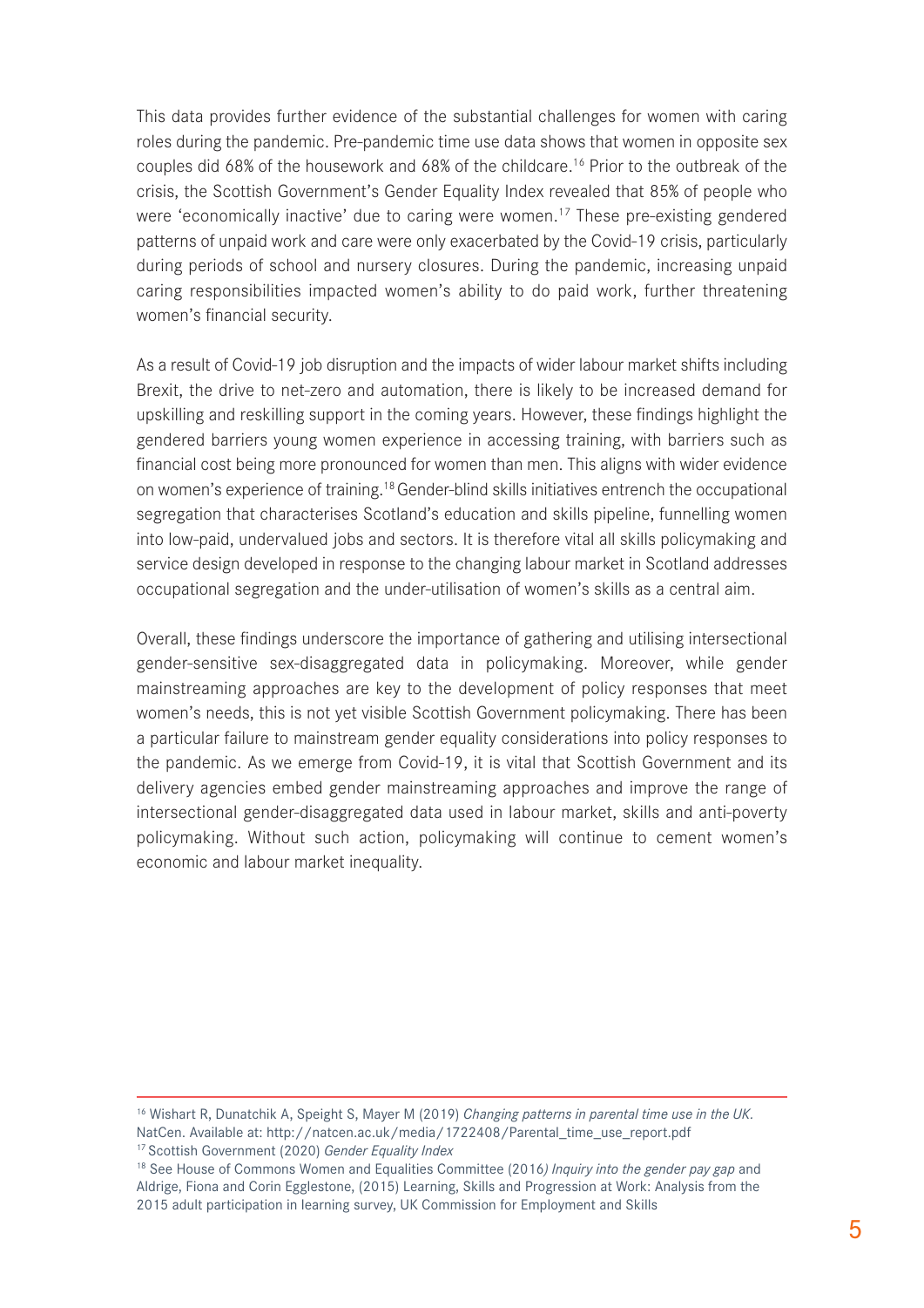This data provides further evidence of the substantial challenges for women with caring roles during the pandemic. Pre-pandemic time use data shows that women in opposite sex couples did 68% of the housework and 68% of the childcare.[16] Prior to the outbreak of the crisis, the Scottish Government's Gender Equality Index revealed that 85% of people who were 'economically inactive' due to caring were women.[17] These pre-existing gendered patterns of unpaid work and care were only exacerbated by the Covid-19 crisis, particularly during periods of school and nursery closures. During the pandemic, increasing unpaid caring responsibilities impacted women's ability to do paid work, further threatening women's financial security.

As a result of Covid-19 job disruption and the impacts of wider labour market shifts including Brexit, the drive to net-zero and automation, there is likely to be increased demand for upskilling and reskilling support in the coming years. However, these findings highlight the gendered barriers young women experience in accessing training, with barriers such as financial cost being more pronounced for women than men. This aligns with wider evidence on women's experience of training.[18] Gender-blind skills initiatives entrench the occupational segregation that characterises Scotland's education and skills pipeline, funnelling women into low-paid, undervalued jobs and sectors. It is therefore vital all skills policymaking and service design developed in response to the changing labour market in Scotland addresses occupational segregation and the under-utilisation of women's skills as a central aim.

Overall, these findings underscore the importance of gathering and utilising intersectional gender-sensitive sex-disaggregated data in policymaking. Moreover, while gender mainstreaming approaches are key to the development of policy responses that meet women's needs, this is not yet visible Scottish Government policymaking. There has been a particular failure to mainstream gender equality considerations into policy responses to the pandemic. As we emerge from Covid-19, it is vital that Scottish Government and its delivery agencies embed gender mainstreaming approaches and improve the range of intersectional gender-disaggregated data used in labour market, skills and anti-poverty policymaking. Without such action, policymaking will continue to cement women's economic and labour market inequality.

---

[16] Wishart R, Dunatchik A, Speight S, Mayer M (2019) *Changing patterns in parental time use in the UK.* NatCen. Available at: http://natcen.ac.uk/media/1722408/Parental_time_use_report.pdf

[17] Scottish Government (2020) *Gender Equality Index*

[18] See House of Commons Women and Equalities Committee (2016*) Inquiry into the gender pay gap* and Aldrige, Fiona and Corin Egglestone, (2015) Learning, Skills and Progression at Work: Analysis from the 2015 adult participation in learning survey, UK Commission for Employment and Skills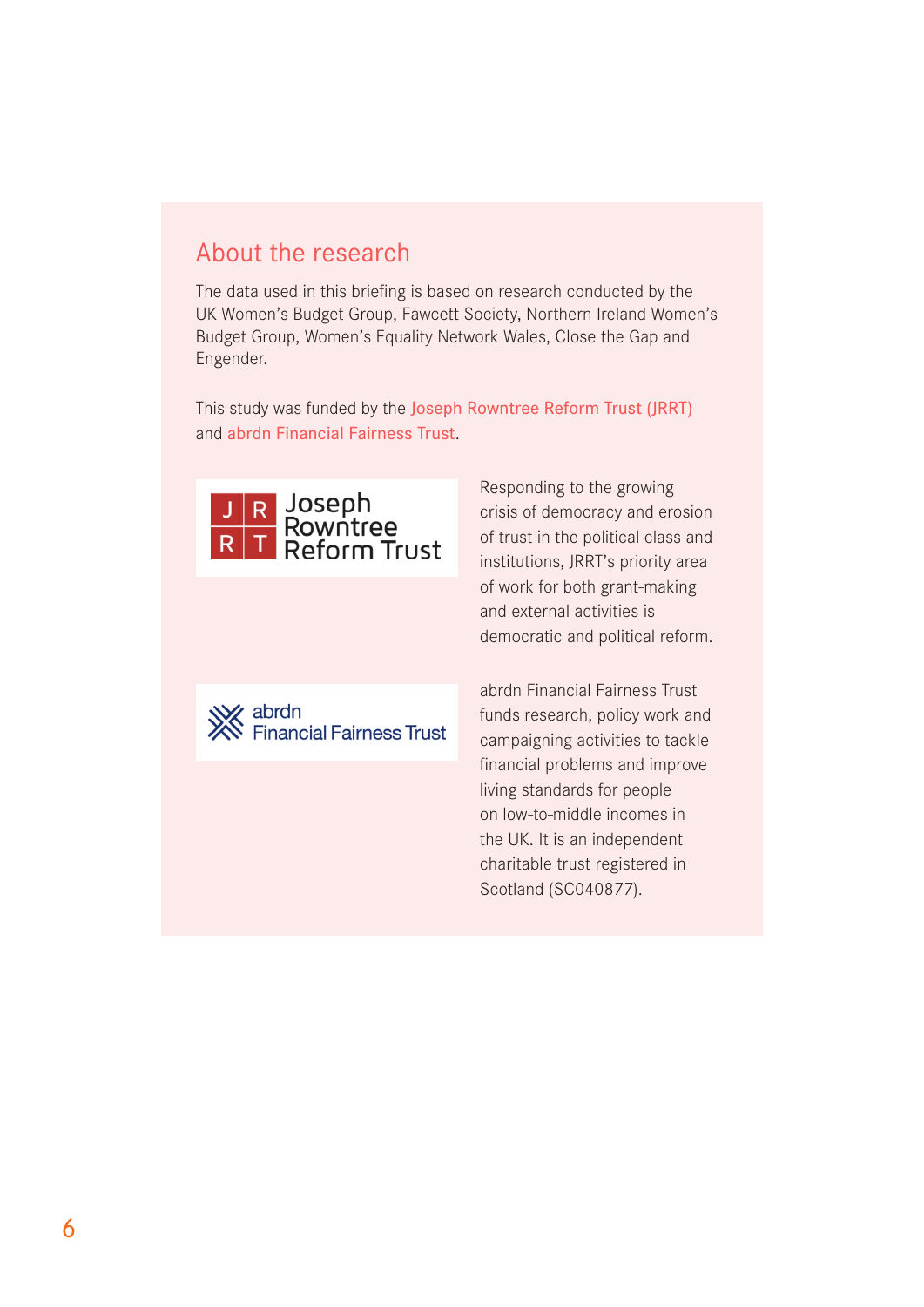## About the research

The data used in this briefing is based on research conducted by the UK Women's Budget Group, Fawcett Society, Northern Ireland Women's Budget Group, Women's Equality Network Wales, Close the Gap and Engender.

This study was funded by the Joseph Rowntree Reform Trust (JRRT) and abrdn Financial Fairness Trust.

Joseph Rowntree Reform Trust

Responding to the growing crisis of democracy and erosion of trust in the political class and institutions, JRRT's priority area of work for both grant-making and external activities is democratic and political reform.

abrdn Financial Fairness Trust

abrdn Financial Fairness Trust funds research, policy work and campaigning activities to tackle financial problems and improve living standards for people on low-to-middle incomes in the UK. It is an independent charitable trust registered in Scotland (SC040877).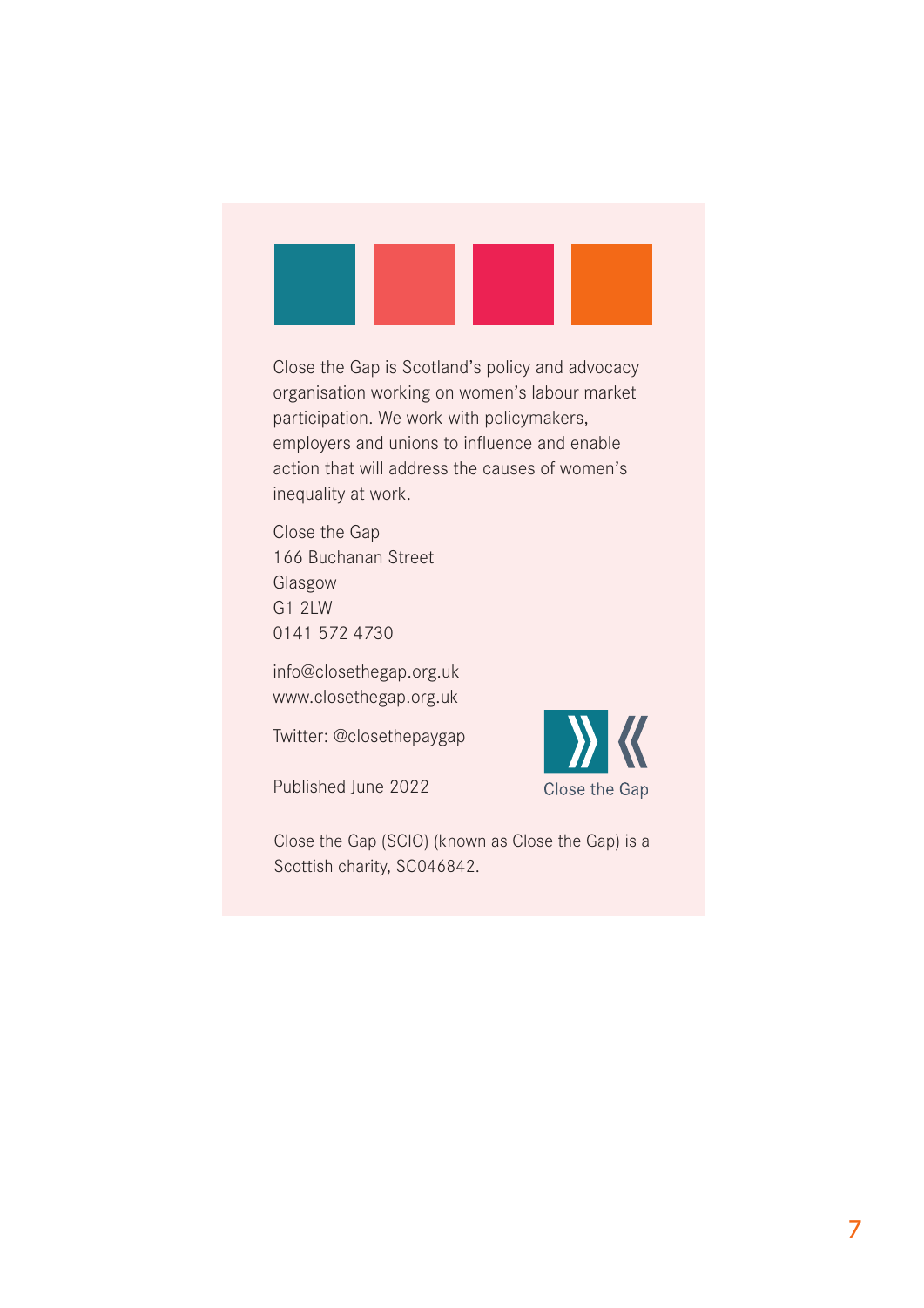Close the Gap is Scotland's policy and advocacy organisation working on women's labour market participation. We work with policymakers, employers and unions to influence and enable action that will address the causes of women's inequality at work.

Close the Gap
166 Buchanan Street
Glasgow
G1 2LW
0141 572 4730

info@closethegap.org.uk
www.closethegap.org.uk

Twitter: @closethepaygap

Published June 2022

Close the Gap

Close the Gap (SCIO) (known as Close the Gap) is a Scottish charity, SC046842.